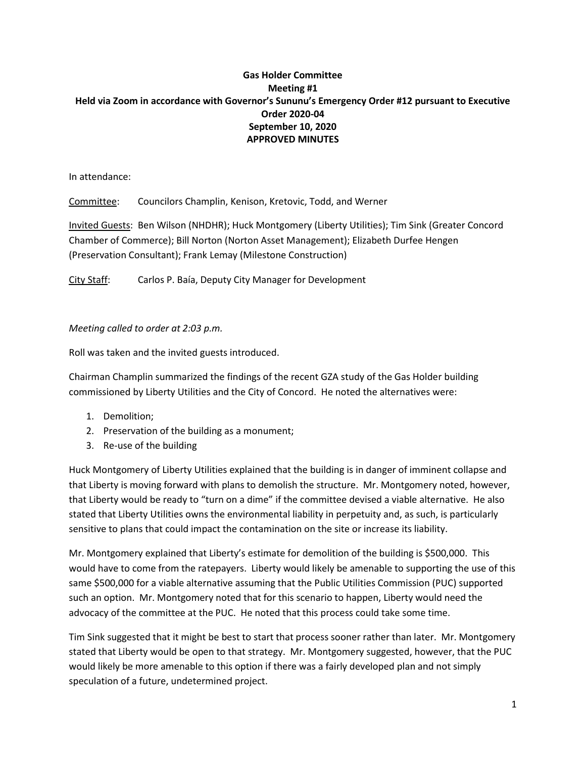**Gas Holder Committee**
**Meeting #1**
**Held via Zoom in accordance with Governor's Sununu's Emergency Order #12 pursuant to Executive Order 2020-04**
**September 10, 2020**
**APPROVED MINUTES**

In attendance:

<u>Committee</u>: Councilors Champlin, Kenison, Kretovic, Todd, and Werner

<u>Invited Guests</u>: Ben Wilson (NHDHR); Huck Montgomery (Liberty Utilities); Tim Sink (Greater Concord Chamber of Commerce); Bill Norton (Norton Asset Management); Elizabeth Durfee Hengen (Preservation Consultant); Frank Lemay (Milestone Construction)

<u>City Staff</u>: Carlos P. Baía, Deputy City Manager for Development

*Meeting called to order at 2:03 p.m.*

Roll was taken and the invited guests introduced.

Chairman Champlin summarized the findings of the recent GZA study of the Gas Holder building commissioned by Liberty Utilities and the City of Concord. He noted the alternatives were:

1. Demolition;
2. Preservation of the building as a monument;
3. Re-use of the building

Huck Montgomery of Liberty Utilities explained that the building is in danger of imminent collapse and that Liberty is moving forward with plans to demolish the structure. Mr. Montgomery noted, however, that Liberty would be ready to "turn on a dime" if the committee devised a viable alternative. He also stated that Liberty Utilities owns the environmental liability in perpetuity and, as such, is particularly sensitive to plans that could impact the contamination on the site or increase its liability.

Mr. Montgomery explained that Liberty's estimate for demolition of the building is $500,000. This would have to come from the ratepayers. Liberty would likely be amenable to supporting the use of this same $500,000 for a viable alternative assuming that the Public Utilities Commission (PUC) supported such an option. Mr. Montgomery noted that for this scenario to happen, Liberty would need the advocacy of the committee at the PUC. He noted that this process could take some time.

Tim Sink suggested that it might be best to start that process sooner rather than later. Mr. Montgomery stated that Liberty would be open to that strategy. Mr. Montgomery suggested, however, that the PUC would likely be more amenable to this option if there was a fairly developed plan and not simply speculation of a future, undetermined project.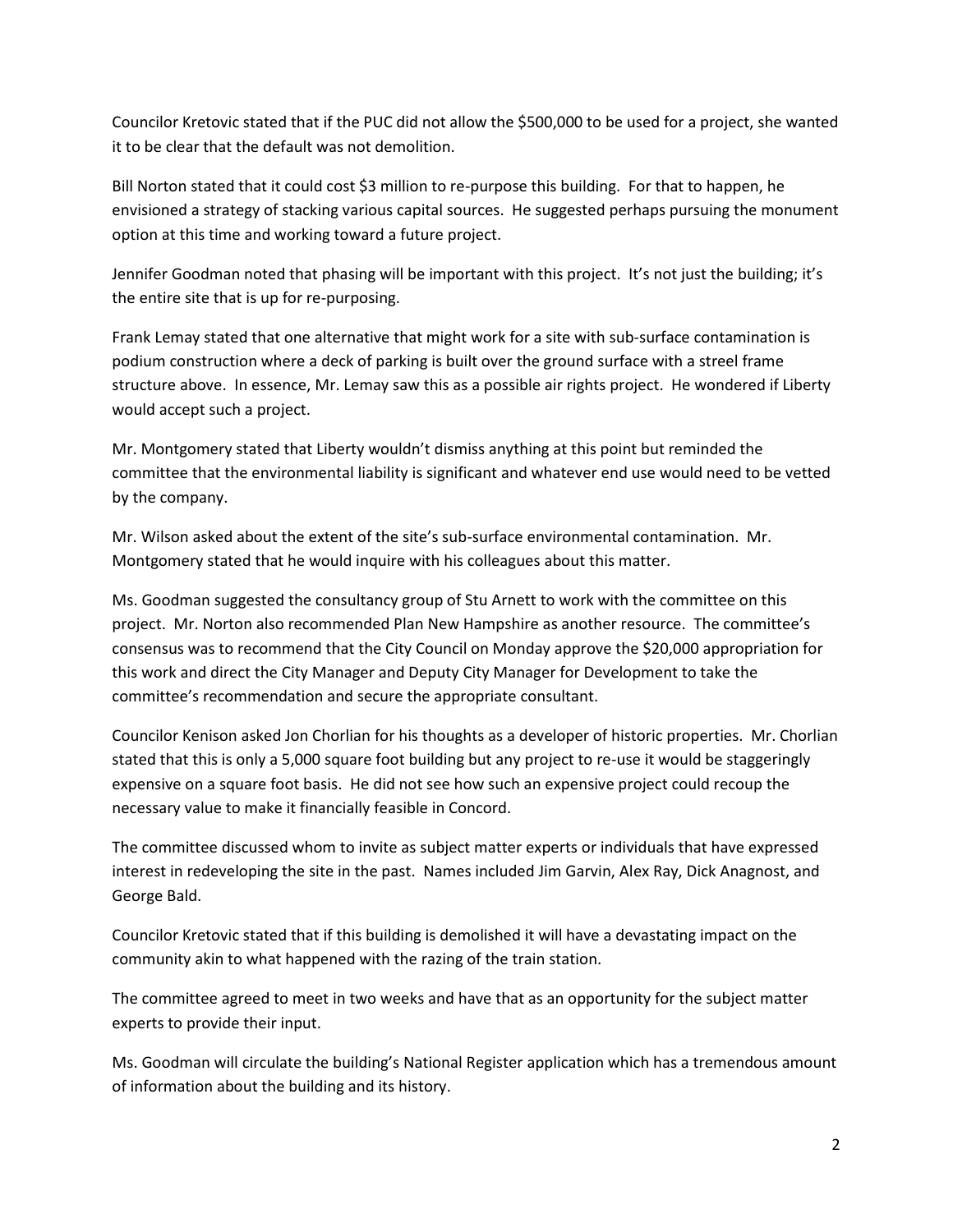Councilor Kretovic stated that if the PUC did not allow the $500,000 to be used for a project, she wanted it to be clear that the default was not demolition.

Bill Norton stated that it could cost $3 million to re-purpose this building. For that to happen, he envisioned a strategy of stacking various capital sources. He suggested perhaps pursuing the monument option at this time and working toward a future project.

Jennifer Goodman noted that phasing will be important with this project. It's not just the building; it's the entire site that is up for re-purposing.

Frank Lemay stated that one alternative that might work for a site with sub-surface contamination is podium construction where a deck of parking is built over the ground surface with a streel frame structure above. In essence, Mr. Lemay saw this as a possible air rights project. He wondered if Liberty would accept such a project.

Mr. Montgomery stated that Liberty wouldn't dismiss anything at this point but reminded the committee that the environmental liability is significant and whatever end use would need to be vetted by the company.

Mr. Wilson asked about the extent of the site's sub-surface environmental contamination. Mr. Montgomery stated that he would inquire with his colleagues about this matter.

Ms. Goodman suggested the consultancy group of Stu Arnett to work with the committee on this project. Mr. Norton also recommended Plan New Hampshire as another resource. The committee's consensus was to recommend that the City Council on Monday approve the $20,000 appropriation for this work and direct the City Manager and Deputy City Manager for Development to take the committee's recommendation and secure the appropriate consultant.

Councilor Kenison asked Jon Chorlian for his thoughts as a developer of historic properties. Mr. Chorlian stated that this is only a 5,000 square foot building but any project to re-use it would be staggeringly expensive on a square foot basis. He did not see how such an expensive project could recoup the necessary value to make it financially feasible in Concord.

The committee discussed whom to invite as subject matter experts or individuals that have expressed interest in redeveloping the site in the past. Names included Jim Garvin, Alex Ray, Dick Anagnost, and George Bald.

Councilor Kretovic stated that if this building is demolished it will have a devastating impact on the community akin to what happened with the razing of the train station.

The committee agreed to meet in two weeks and have that as an opportunity for the subject matter experts to provide their input.

Ms. Goodman will circulate the building's National Register application which has a tremendous amount of information about the building and its history.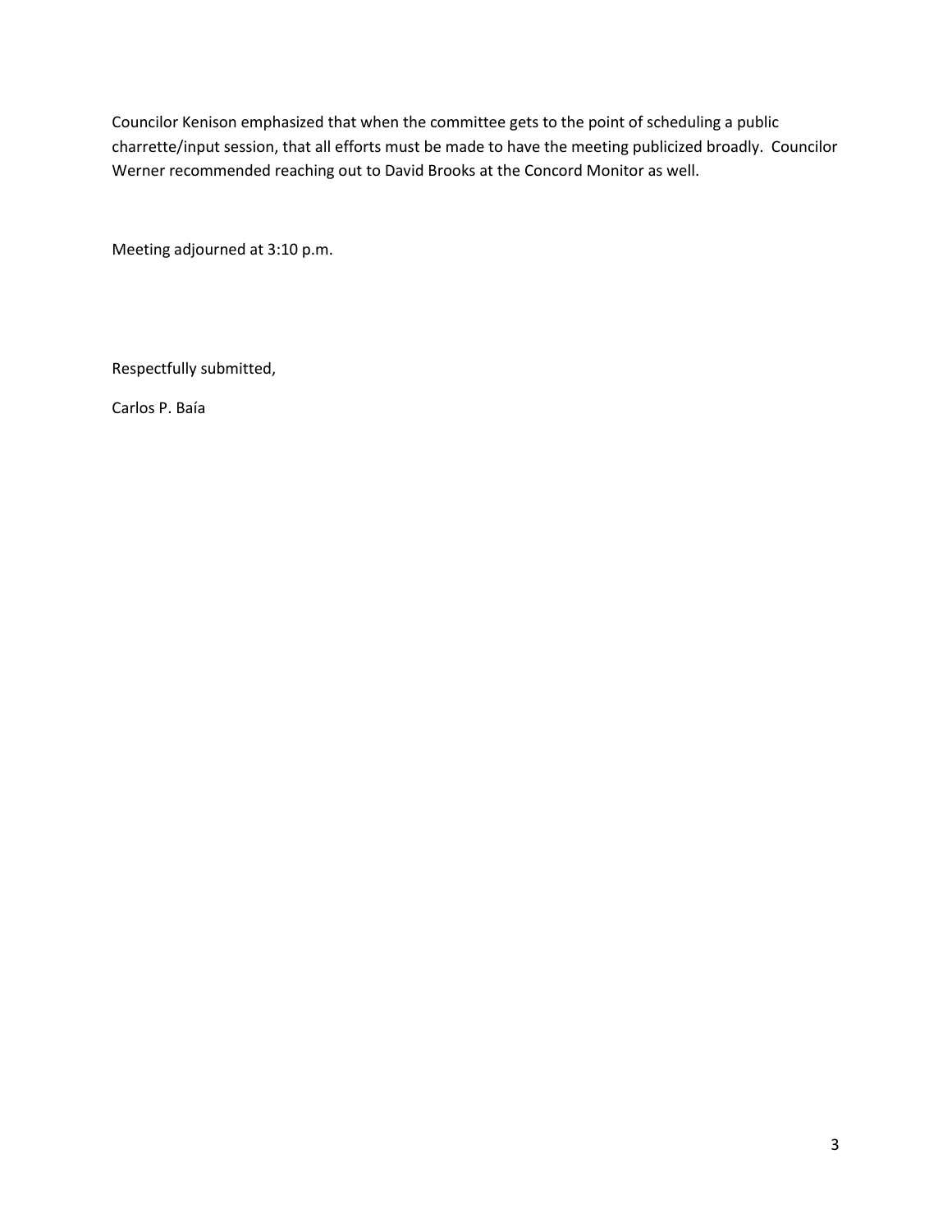Councilor Kenison emphasized that when the committee gets to the point of scheduling a public charrette/input session, that all efforts must be made to have the meeting publicized broadly. Councilor Werner recommended reaching out to David Brooks at the Concord Monitor as well.

Meeting adjourned at 3:10 p.m.

Respectfully submitted,

Carlos P. Baía